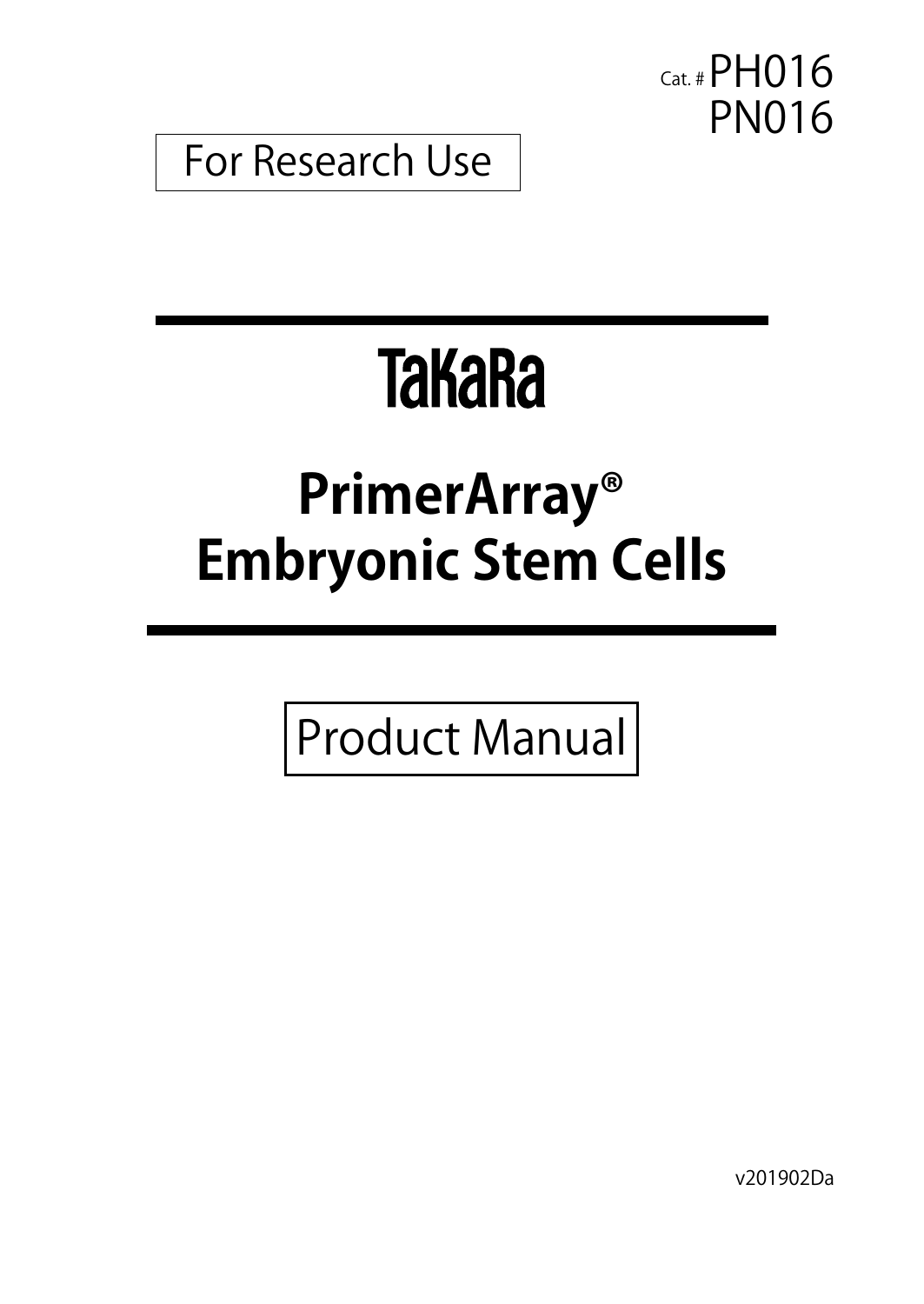Cat. # PH016
PN016

For Research Use

# TaKaRa

# PrimerArray® Embryonic Stem Cells

Product Manual

v201902Da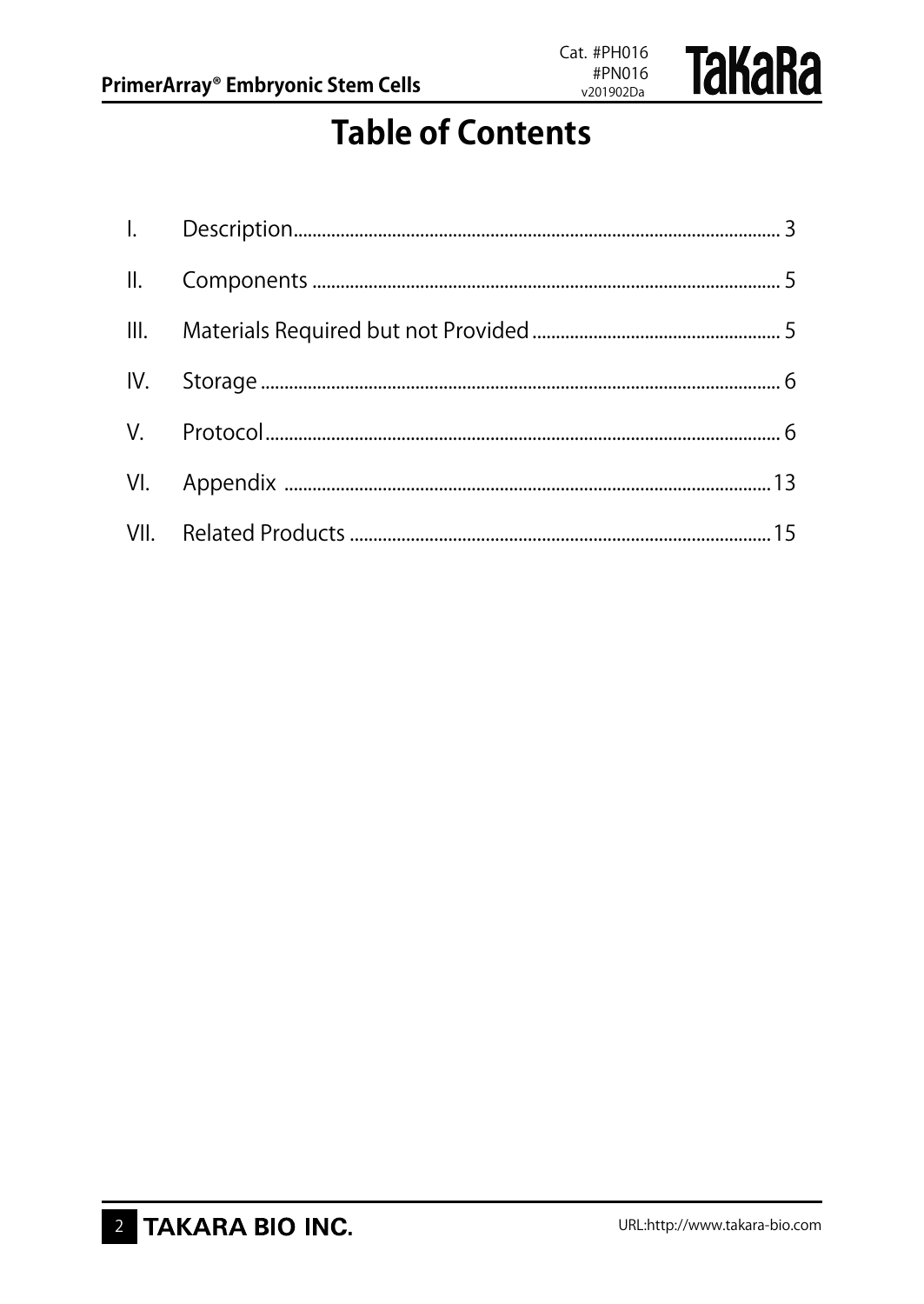# Table of Contents

| | | |
|---|---|---|
| I. | Description | 3 |
| II. | Components | 5 |
| III. | Materials Required but not Provided | 5 |
| IV. | Storage | 6 |
| V. | Protocol | 6 |
| VI. | Appendix | 13 |
| VII. | Related Products | 15 |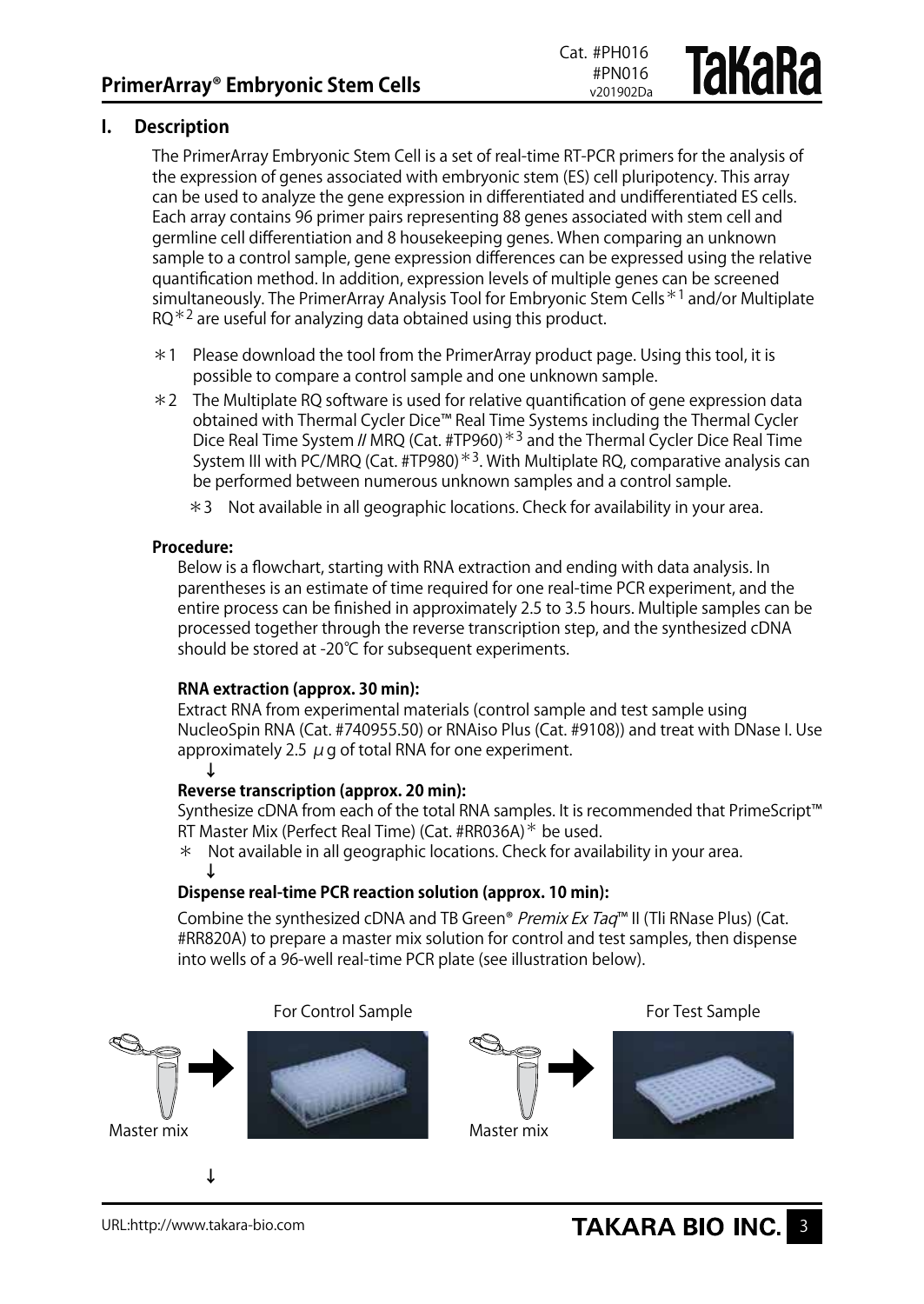## I. Description

The PrimerArray Embryonic Stem Cell is a set of real-time RT-PCR primers for the analysis of the expression of genes associated with embryonic stem (ES) cell pluripotency. This array can be used to analyze the gene expression in differentiated and undifferentiated ES cells. Each array contains 96 primer pairs representing 88 genes associated with stem cell and germline cell differentiation and 8 housekeeping genes. When comparing an unknown sample to a control sample, gene expression differences can be expressed using the relative quantification method. In addition, expression levels of multiple genes can be screened simultaneously. The PrimerArray Analysis Tool for Embryonic Stem Cells*1 and/or Multiplate RQ*2 are useful for analyzing data obtained using this product.

*1 Please download the tool from the PrimerArray product page. Using this tool, it is possible to compare a control sample and one unknown sample.

*2 The Multiplate RQ software is used for relative quantification of gene expression data obtained with Thermal Cycler Dice™ Real Time Systems including the Thermal Cycler Dice Real Time System // MRQ (Cat. #TP960)*3 and the Thermal Cycler Dice Real Time System III with PC/MRQ (Cat. #TP980)*3. With Multiplate RQ, comparative analysis can be performed between numerous unknown samples and a control sample.

*3 Not available in all geographic locations. Check for availability in your area.

**Procedure:**

Below is a flowchart, starting with RNA extraction and ending with data analysis. In parentheses is an estimate of time required for one real-time PCR experiment, and the entire process can be finished in approximately 2.5 to 3.5 hours. Multiple samples can be processed together through the reverse transcription step, and the synthesized cDNA should be stored at -20℃ for subsequent experiments.

**RNA extraction (approx. 30 min):**

Extract RNA from experimental materials (control sample and test sample using NucleoSpin RNA (Cat. #740955.50) or RNAiso Plus (Cat. #9108)) and treat with DNase I. Use approximately 2.5 $\mu$g of total RNA for one experiment.

↓

**Reverse transcription (approx. 20 min):**

Synthesize cDNA from each of the total RNA samples. It is recommended that PrimeScript™ RT Master Mix (Perfect Real Time) (Cat. #RR036A)* be used.

* Not available in all geographic locations. Check for availability in your area.

↓

**Dispense real-time PCR reaction solution (approx. 10 min):**

Combine the synthesized cDNA and TB Green® *Premix Ex Taq*™ II (Tli RNase Plus) (Cat. #RR820A) to prepare a master mix solution for control and test samples, then dispense into wells of a 96-well real-time PCR plate (see illustration below).

For Control Sample — Master mix

For Test Sample — Master mix

↓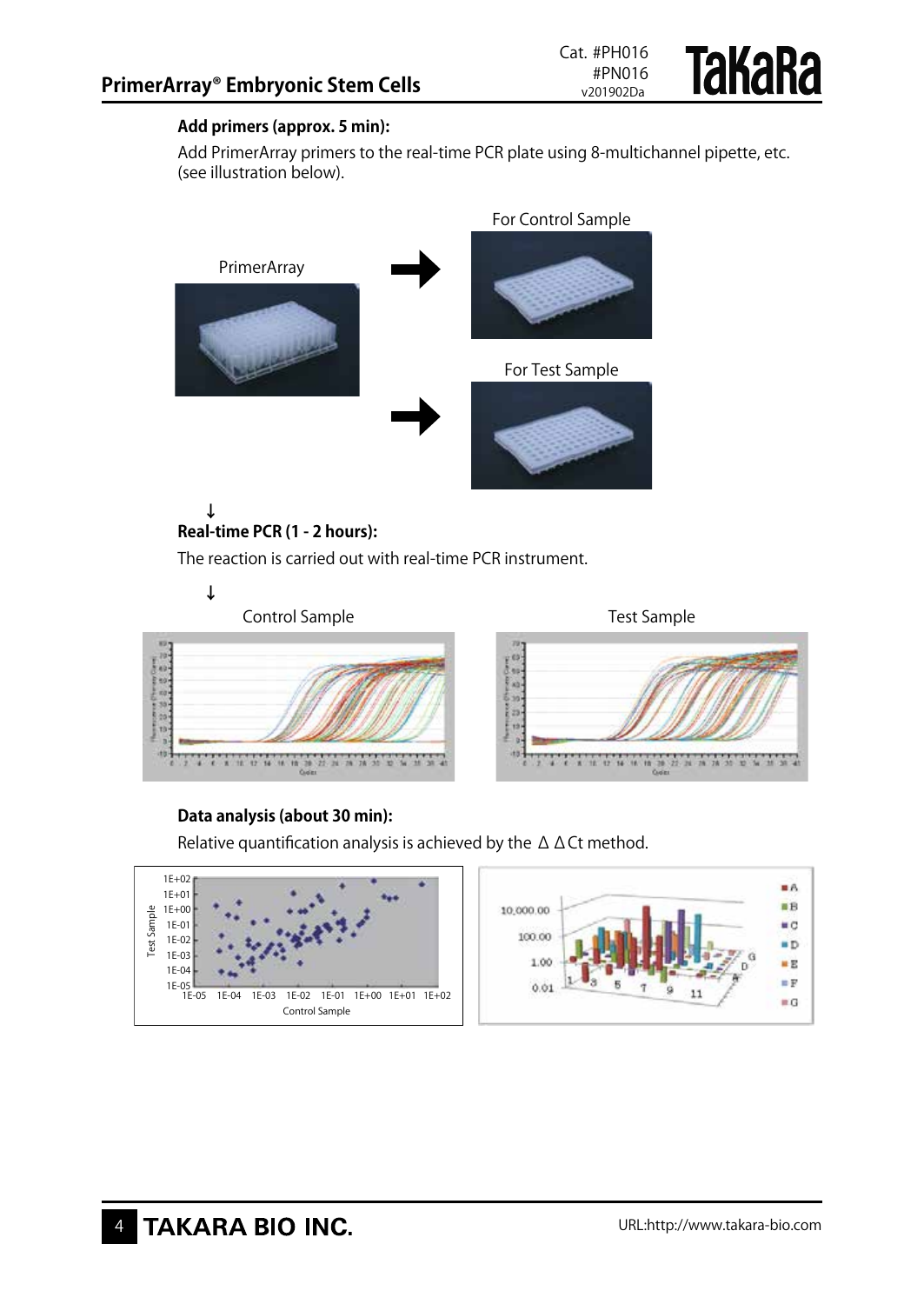**Add primers (approx. 5 min):**

Add PrimerArray primers to the real-time PCR plate using 8-multichannel pipette, etc. (see illustration below).

PrimerArray → For Control Sample

PrimerArray → For Test Sample

↓

**Real-time PCR (1 - 2 hours):**

The reaction is carried out with real-time PCR instrument.

↓

Control Sample

Test Sample

**Data analysis (about 30 min):**

Relative quantification analysis is achieved by the $\Delta\Delta$Ct method.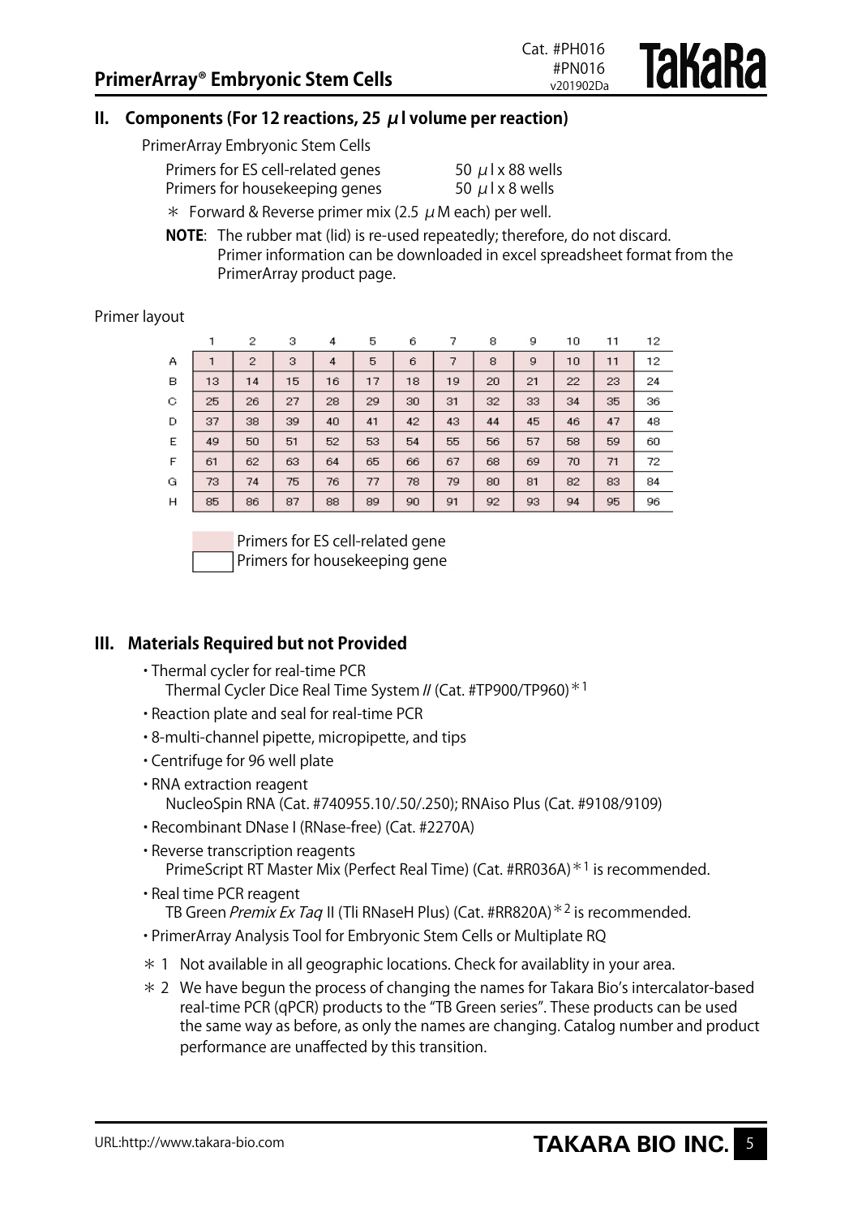## II. Components (For 12 reactions, 25 $\mu$l volume per reaction)

PrimerArray Embryonic Stem Cells

| | |
|---|---|
| Primers for ES cell-related genes | 50 $\mu$l x 88 wells |
| Primers for housekeeping genes | 50 $\mu$l x 8 wells |

＊ Forward & Reverse primer mix (2.5 $\mu$M each) per well.

**NOTE**: The rubber mat (lid) is re-used repeatedly; therefore, do not discard. Primer information can be downloaded in excel spreadsheet format from the PrimerArray product page.

Primer layout

| | 1 | 2 | 3 | 4 | 5 | 6 | 7 | 8 | 9 | 10 | 11 | 12 |
|---|---|---|---|---|---|---|---|---|---|---|---|---|
| A | 1 | 2 | 3 | 4 | 5 | 6 | 7 | 8 | 9 | 10 | 11 | 12 |
| B | 13 | 14 | 15 | 16 | 17 | 18 | 19 | 20 | 21 | 22 | 23 | 24 |
| C | 25 | 26 | 27 | 28 | 29 | 30 | 31 | 32 | 33 | 34 | 35 | 36 |
| D | 37 | 38 | 39 | 40 | 41 | 42 | 43 | 44 | 45 | 46 | 47 | 48 |
| E | 49 | 50 | 51 | 52 | 53 | 54 | 55 | 56 | 57 | 58 | 59 | 60 |
| F | 61 | 62 | 63 | 64 | 65 | 66 | 67 | 68 | 69 | 70 | 71 | 72 |
| G | 73 | 74 | 75 | 76 | 77 | 78 | 79 | 80 | 81 | 82 | 83 | 84 |
| H | 85 | 86 | 87 | 88 | 89 | 90 | 91 | 92 | 93 | 94 | 95 | 96 |

Primers for ES cell-related gene
Primers for housekeeping gene

## III. Materials Required but not Provided

- Thermal cycler for real-time PCR
  Thermal Cycler Dice Real Time System *II* (Cat. #TP900/TP960)＊1
- Reaction plate and seal for real-time PCR
- 8-multi-channel pipette, micropipette, and tips
- Centrifuge for 96 well plate
- RNA extraction reagent
  NucleoSpin RNA (Cat. #740955.10/.50/.250); RNAiso Plus (Cat. #9108/9109)
- Recombinant DNase I (RNase-free) (Cat. #2270A)
- Reverse transcription reagents
  PrimeScript RT Master Mix (Perfect Real Time) (Cat. #RR036A)＊1 is recommended.
- Real time PCR reagent
  TB Green *Premix Ex Taq* II (Tli RNaseH Plus) (Cat. #RR820A)＊2 is recommended.
- PrimerArray Analysis Tool for Embryonic Stem Cells or Multiplate RQ

＊1 Not available in all geographic locations. Check for availablity in your area.

＊2 We have begun the process of changing the names for Takara Bio's intercalator-based real-time PCR (qPCR) products to the "TB Green series". These products can be used the same way as before, as only the names are changing. Catalog number and product performance are unaffected by this transition.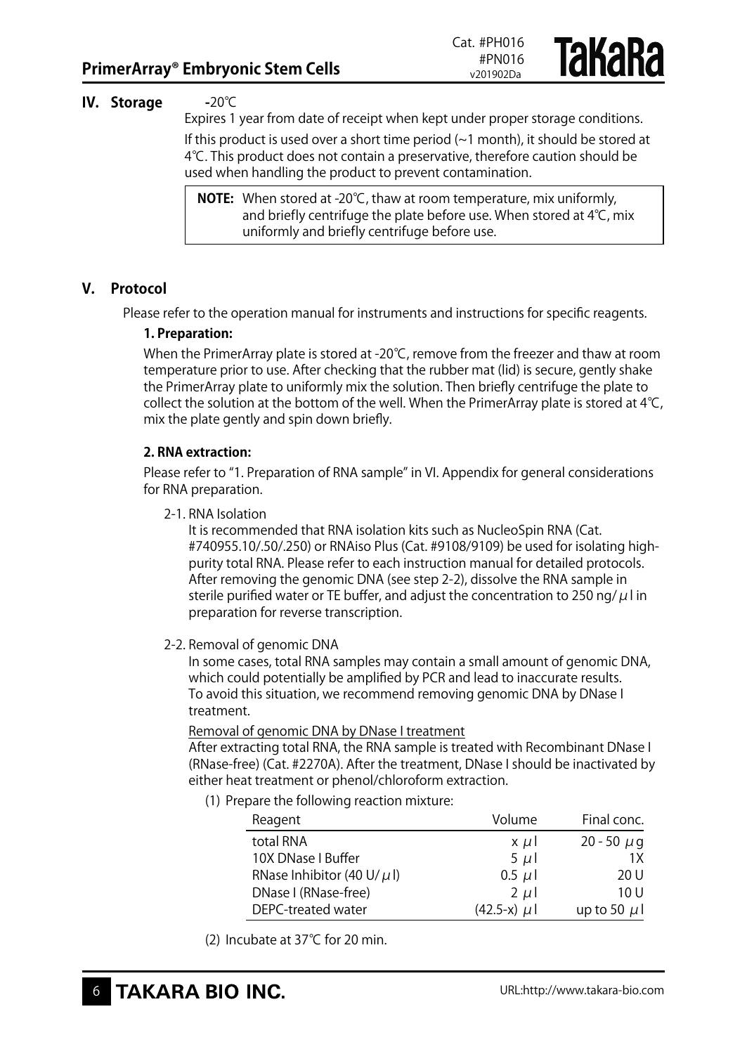## IV. Storage

-20℃

Expires 1 year from date of receipt when kept under proper storage conditions.

If this product is used over a short time period (~1 month), it should be stored at 4℃. This product does not contain a preservative, therefore caution should be used when handling the product to prevent contamination.

> **NOTE:** When stored at -20℃, thaw at room temperature, mix uniformly, and briefly centrifuge the plate before use. When stored at 4℃, mix uniformly and briefly centrifuge before use.

## V. Protocol

Please refer to the operation manual for instruments and instructions for specific reagents.

### 1. Preparation:

When the PrimerArray plate is stored at -20℃, remove from the freezer and thaw at room temperature prior to use. After checking that the rubber mat (lid) is secure, gently shake the PrimerArray plate to uniformly mix the solution. Then briefly centrifuge the plate to collect the solution at the bottom of the well. When the PrimerArray plate is stored at 4℃, mix the plate gently and spin down briefly.

### 2. RNA extraction:

Please refer to "1. Preparation of RNA sample" in VI. Appendix for general considerations for RNA preparation.

2-1. RNA Isolation

It is recommended that RNA isolation kits such as NucleoSpin RNA (Cat. #740955.10/.50/.250) or RNAiso Plus (Cat. #9108/9109) be used for isolating high-purity total RNA. Please refer to each instruction manual for detailed protocols. After removing the genomic DNA (see step 2-2), dissolve the RNA sample in sterile purified water or TE buffer, and adjust the concentration to 250 ng/μl in preparation for reverse transcription.

2-2. Removal of genomic DNA

In some cases, total RNA samples may contain a small amount of genomic DNA, which could potentially be amplified by PCR and lead to inaccurate results. To avoid this situation, we recommend removing genomic DNA by DNase I treatment.

<u>Removal of genomic DNA by DNase I treatment</u>

After extracting total RNA, the RNA sample is treated with Recombinant DNase I (RNase-free) (Cat. #2270A). After the treatment, DNase I should be inactivated by either heat treatment or phenol/chloroform extraction.

(1) Prepare the following reaction mixture:

| Reagent | Volume | Final conc. |
|---|---|---|
| total RNA | x μl | 20 - 50 μg |
| 10X DNase I Buffer | 5 μl | 1X |
| RNase Inhibitor (40 U/μl) | 0.5 μl | 20 U |
| DNase I (RNase-free) | 2 μl | 10 U |
| DEPC-treated water | (42.5-x) μl | up to 50 μl |

(2) Incubate at 37℃ for 20 min.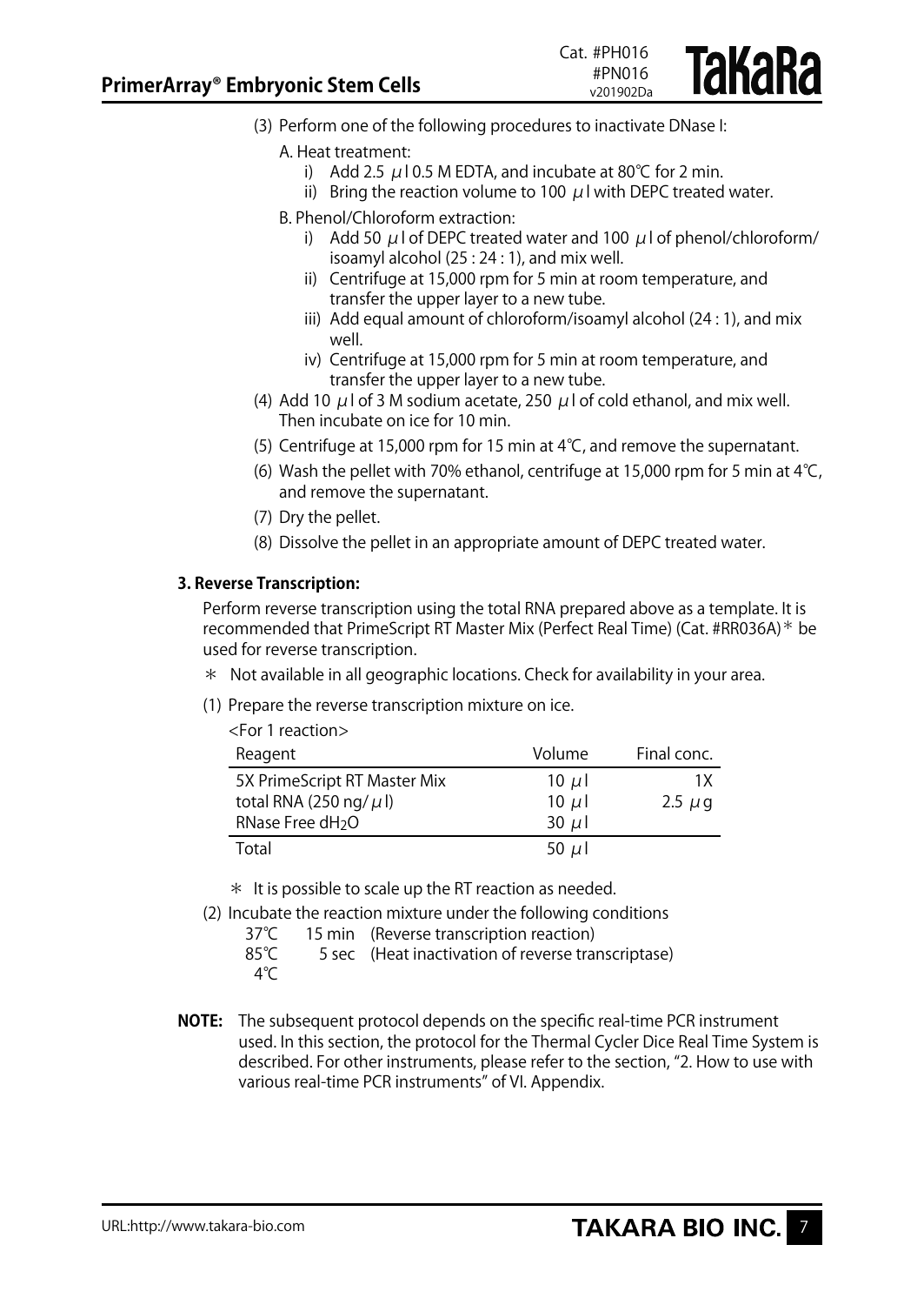(3) Perform one of the following procedures to inactivate DNase I:

A. Heat treatment:

i) Add 2.5 μl 0.5 M EDTA, and incubate at 80℃ for 2 min.

ii) Bring the reaction volume to 100 μl with DEPC treated water.

B. Phenol/Chloroform extraction:

i) Add 50 μl of DEPC treated water and 100 μl of phenol/chloroform/isoamyl alcohol (25 : 24 : 1), and mix well.

ii) Centrifuge at 15,000 rpm for 5 min at room temperature, and transfer the upper layer to a new tube.

iii) Add equal amount of chloroform/isoamyl alcohol (24 : 1), and mix well.

iv) Centrifuge at 15,000 rpm for 5 min at room temperature, and transfer the upper layer to a new tube.

(4) Add 10 μl of 3 M sodium acetate, 250 μl of cold ethanol, and mix well. Then incubate on ice for 10 min.

(5) Centrifuge at 15,000 rpm for 15 min at 4℃, and remove the supernatant.

(6) Wash the pellet with 70% ethanol, centrifuge at 15,000 rpm for 5 min at 4℃, and remove the supernatant.

(7) Dry the pellet.

(8) Dissolve the pellet in an appropriate amount of DEPC treated water.

**3. Reverse Transcription:**

Perform reverse transcription using the total RNA prepared above as a template. It is recommended that PrimeScript RT Master Mix (Perfect Real Time) (Cat. #RR036A)* be used for reverse transcription.

\* Not available in all geographic locations. Check for availability in your area.

(1) Prepare the reverse transcription mixture on ice.

<For 1 reaction>

| Reagent | Volume | Final conc. |
|---|---|---|
| 5X PrimeScript RT Master Mix | 10 μl | 1X |
| total RNA (250 ng/μl) | 10 μl | 2.5 μg |
| RNase Free $dH_2O$ | 30 μl | |
| Total | 50 μl | |

\* It is possible to scale up the RT reaction as needed.

(2) Incubate the reaction mixture under the following conditions

| | | |
|---|---|---|
| 37℃ | 15 min | (Reverse transcription reaction) |
| 85℃ | 5 sec | (Heat inactivation of reverse transcriptase) |
| 4℃ | | |

**NOTE:** The subsequent protocol depends on the specific real-time PCR instrument used. In this section, the protocol for the Thermal Cycler Dice Real Time System is described. For other instruments, please refer to the section, "2. How to use with various real-time PCR instruments" of VI. Appendix.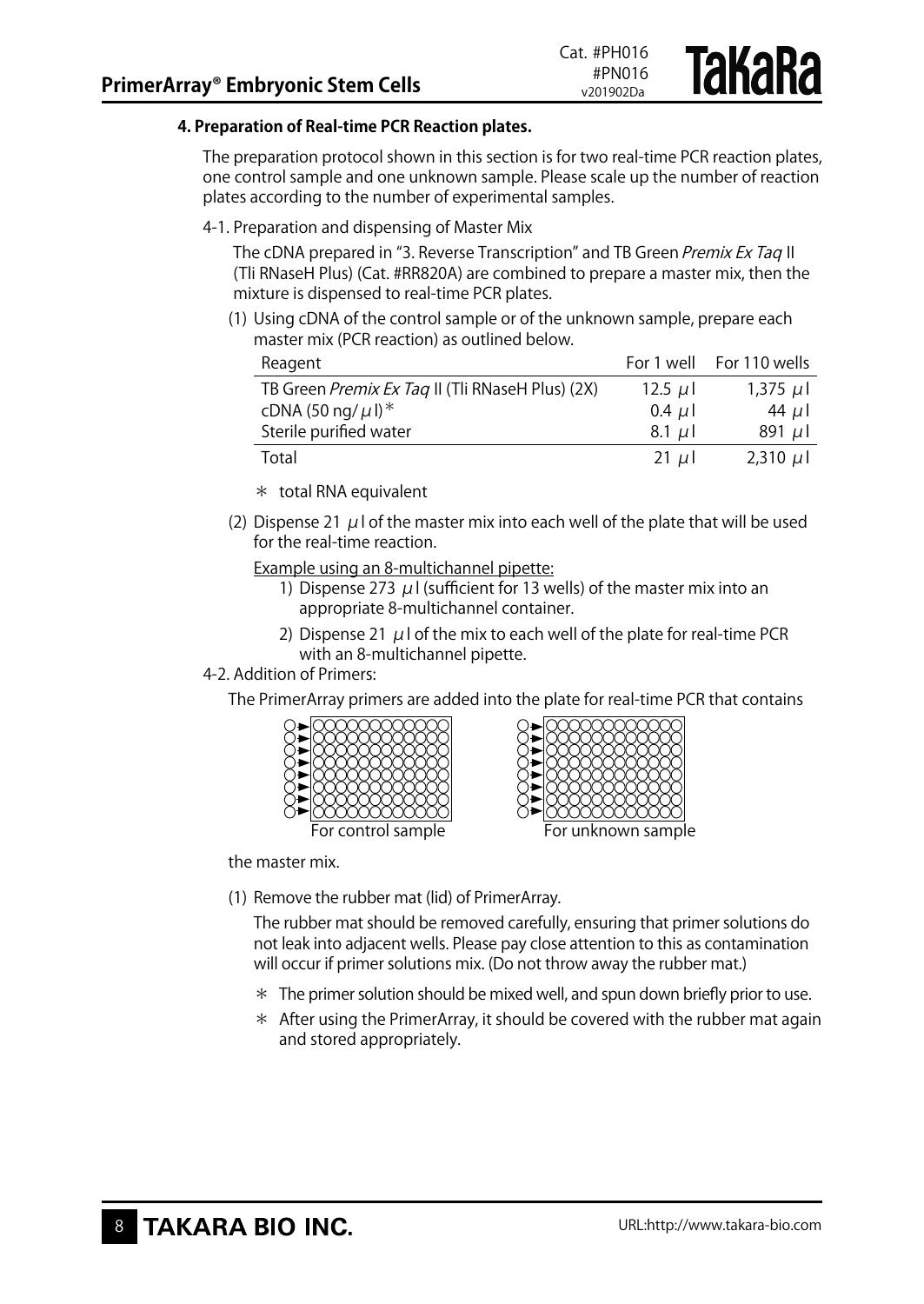**4. Preparation of Real-time PCR Reaction plates.**

The preparation protocol shown in this section is for two real-time PCR reaction plates, one control sample and one unknown sample. Please scale up the number of reaction plates according to the number of experimental samples.

4-1. Preparation and dispensing of Master Mix

The cDNA prepared in "3. Reverse Transcription" and TB Green *Premix Ex Taq* II (Tli RNaseH Plus) (Cat. #RR820A) are combined to prepare a master mix, then the mixture is dispensed to real-time PCR plates.

(1) Using cDNA of the control sample or of the unknown sample, prepare each master mix (PCR reaction) as outlined below.

| Reagent | For 1 well | For 110 wells |
|---|---|---|
| TB Green *Premix Ex Taq* II (Tli RNaseH Plus) (2X) | 12.5 μl | 1,375 μl |
| cDNA (50 ng/μl)* | 0.4 μl | 44 μl |
| Sterile purified water | 8.1 μl | 891 μl |
| Total | 21 μl | 2,310 μl |

\* total RNA equivalent

(2) Dispense 21 μl of the master mix into each well of the plate that will be used for the real-time reaction.

Example using an 8-multichannel pipette:

1) Dispense 273 μl (sufficient for 13 wells) of the master mix into an appropriate 8-multichannel container.
2) Dispense 21 μl of the mix to each well of the plate for real-time PCR with an 8-multichannel pipette.

4-2. Addition of Primers:

The PrimerArray primers are added into the plate for real-time PCR that contains the master mix.

For control sample

For unknown sample

(1) Remove the rubber mat (lid) of PrimerArray.

The rubber mat should be removed carefully, ensuring that primer solutions do not leak into adjacent wells. Please pay close attention to this as contamination will occur if primer solutions mix. (Do not throw away the rubber mat.)

\* The primer solution should be mixed well, and spun down briefly prior to use.

\* After using the PrimerArray, it should be covered with the rubber mat again and stored appropriately.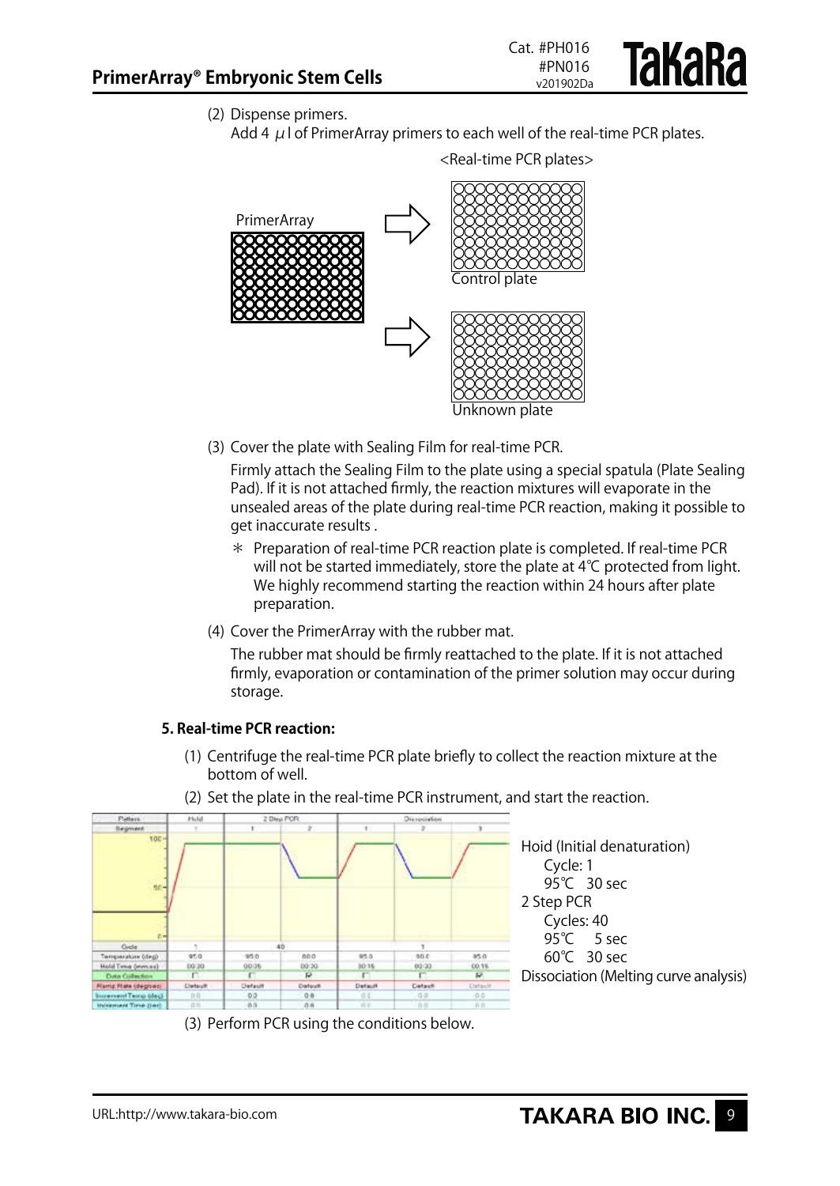(2) Dispense primers.
Add 4 μl of PrimerArray primers to each well of the real-time PCR plates.

<Real-time PCR plates>

PrimerArray

Control plate

Unknown plate

(3) Cover the plate with Sealing Film for real-time PCR.
Firmly attach the Sealing Film to the plate using a special spatula (Plate Sealing Pad). If it is not attached firmly, the reaction mixtures will evaporate in the unsealed areas of the plate during real-time PCR reaction, making it possible to get inaccurate results .

＊ Preparation of real-time PCR reaction plate is completed. If real-time PCR will not be started immediately, store the plate at 4℃ protected from light. We highly recommend starting the reaction within 24 hours after plate preparation.

(4) Cover the PrimerArray with the rubber mat.
The rubber mat should be firmly reattached to the plate. If it is not attached firmly, evaporation or contamination of the primer solution may occur during storage.

**5. Real-time PCR reaction:**

(1) Centrifuge the real-time PCR plate briefly to collect the reaction mixture at the bottom of well.

(2) Set the plate in the real-time PCR instrument, and start the reaction.

Hoid (Initial denaturation)
Cycle: 1
95℃ 30 sec

2 Step PCR
Cycles: 40
95℃ 5 sec
60℃ 30 sec

Dissociation (Melting curve analysis)

(3) Perform PCR using the conditions below.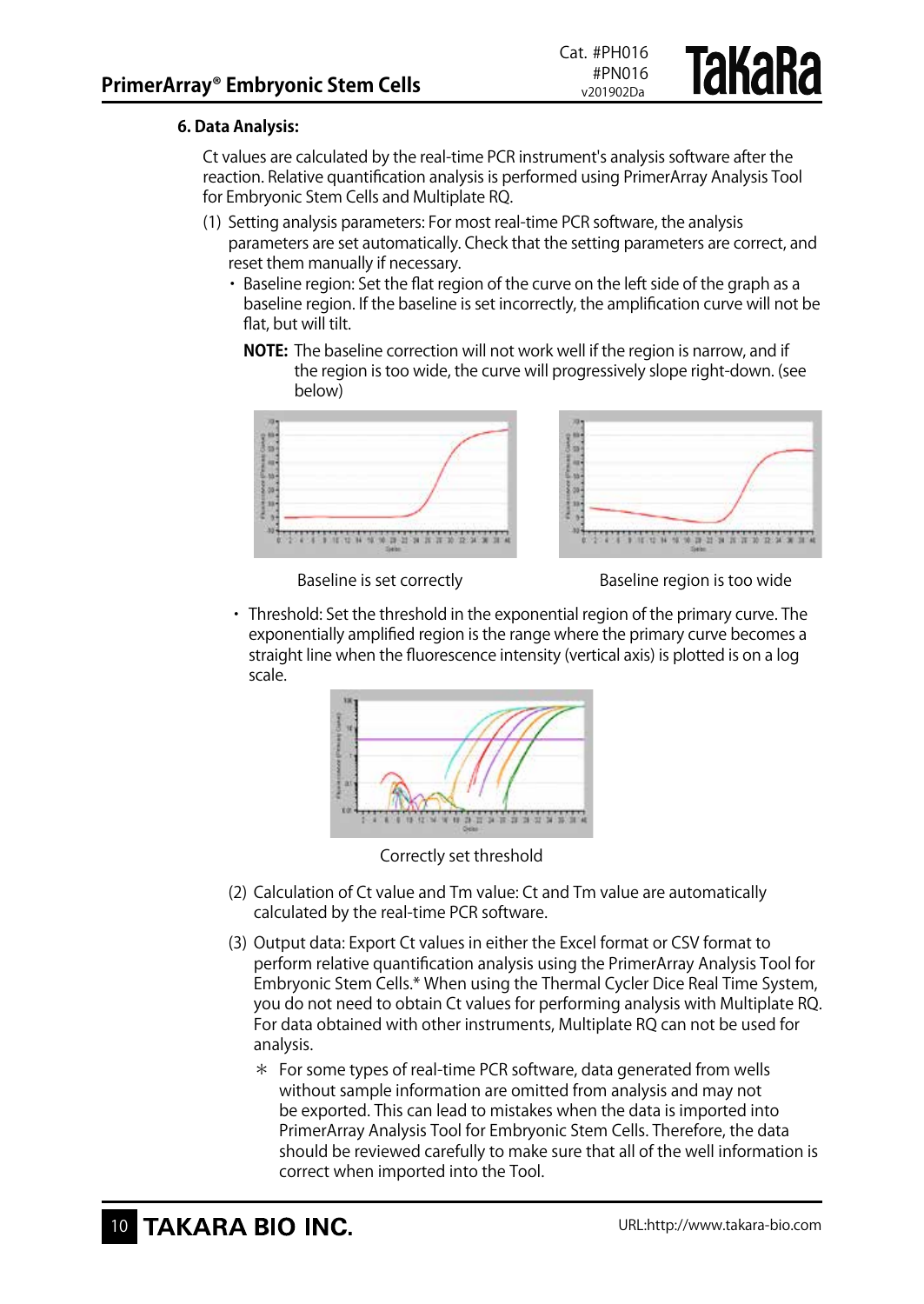### 6. Data Analysis:

Ct values are calculated by the real-time PCR instrument's analysis software after the reaction. Relative quantification analysis is performed using PrimerArray Analysis Tool for Embryonic Stem Cells and Multiplate RQ.

(1) Setting analysis parameters: For most real-time PCR software, the analysis parameters are set automatically. Check that the setting parameters are correct, and reset them manually if necessary.

- Baseline region: Set the flat region of the curve on the left side of the graph as a baseline region. If the baseline is set incorrectly, the amplification curve will not be flat, but will tilt.

  **NOTE:** The baseline correction will not work well if the region is narrow, and if the region is too wide, the curve will progressively slope right-down. (see below)

Baseline is set correctly

Baseline region is too wide

- Threshold: Set the threshold in the exponential region of the primary curve. The exponentially amplified region is the range where the primary curve becomes a straight line when the fluorescence intensity (vertical axis) is plotted is on a log scale.

Correctly set threshold

(2) Calculation of Ct value and Tm value: Ct and Tm value are automatically calculated by the real-time PCR software.

(3) Output data: Export Ct values in either the Excel format or CSV format to perform relative quantification analysis using the PrimerArray Analysis Tool for Embryonic Stem Cells.* When using the Thermal Cycler Dice Real Time System, you do not need to obtain Ct values for performing analysis with Multiplate RQ. For data obtained with other instruments, Multiplate RQ can not be used for analysis.

  \* For some types of real-time PCR software, data generated from wells without sample information are omitted from analysis and may not be exported. This can lead to mistakes when the data is imported into PrimerArray Analysis Tool for Embryonic Stem Cells. Therefore, the data should be reviewed carefully to make sure that all of the well information is correct when imported into the Tool.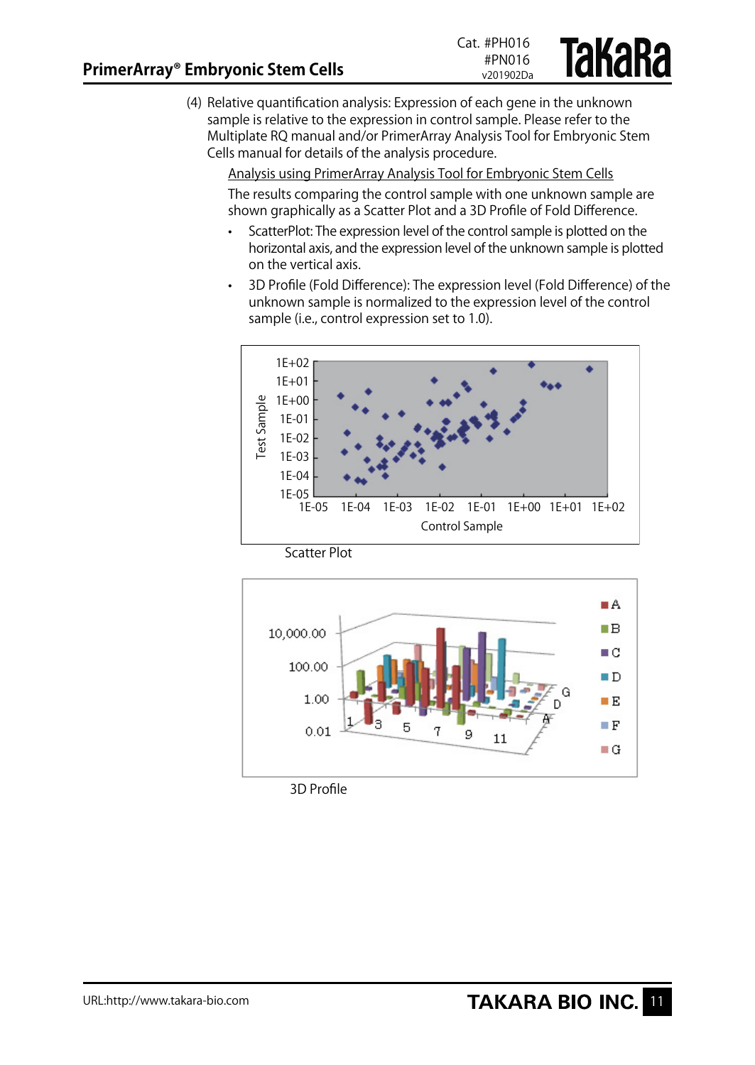(4) Relative quantification analysis: Expression of each gene in the unknown sample is relative to the expression in control sample. Please refer to the Multiplate RQ manual and/or PrimerArray Analysis Tool for Embryonic Stem Cells manual for details of the analysis procedure.

Analysis using PrimerArray Analysis Tool for Embryonic Stem Cells

The results comparing the control sample with one unknown sample are shown graphically as a Scatter Plot and a 3D Profile of Fold Difference.

- ScatterPlot: The expression level of the control sample is plotted on the horizontal axis, and the expression level of the unknown sample is plotted on the vertical axis.
- 3D Profile (Fold Difference): The expression level (Fold Difference) of the unknown sample is normalized to the expression level of the control sample (i.e., control expression set to 1.0).

Scatter Plot

3D Profile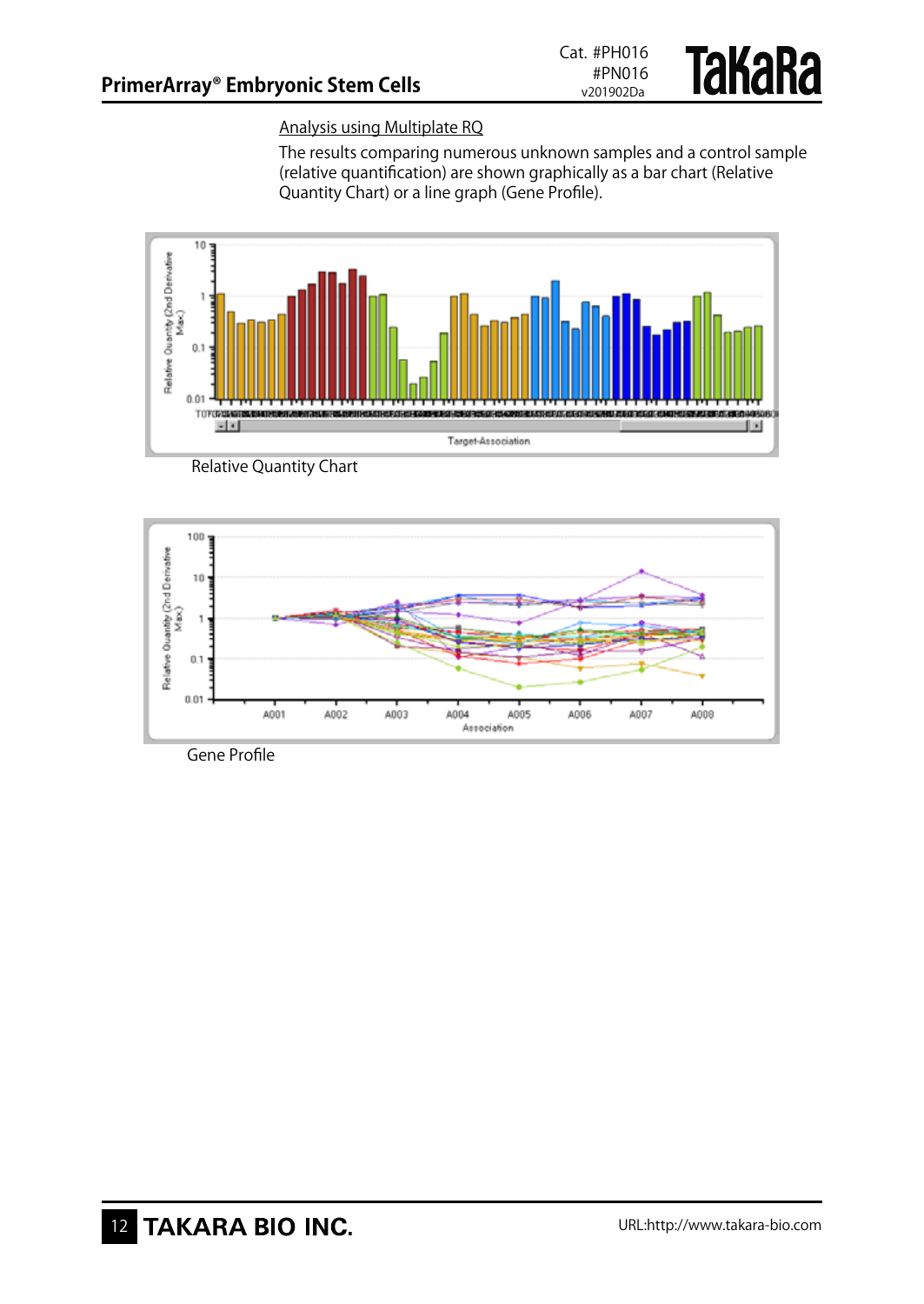Analysis using Multiplate RQ

The results comparing numerous unknown samples and a control sample (relative quantification) are shown graphically as a bar chart (Relative Quantity Chart) or a line graph (Gene Profile).

Relative Quantity Chart

Gene Profile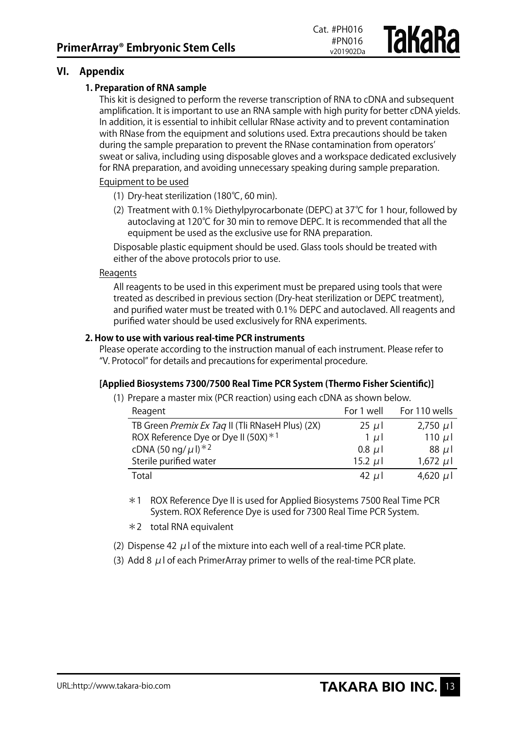## VI. Appendix

### 1. Preparation of RNA sample

This kit is designed to perform the reverse transcription of RNA to cDNA and subsequent amplification. It is important to use an RNA sample with high purity for better cDNA yields. In addition, it is essential to inhibit cellular RNase activity and to prevent contamination with RNase from the equipment and solutions used. Extra precautions should be taken during the sample preparation to prevent the RNase contamination from operators' sweat or saliva, including using disposable gloves and a workspace dedicated exclusively for RNA preparation, and avoiding unnecessary speaking during sample preparation.

Equipment to be used

(1) Dry-heat sterilization (180℃, 60 min).

(2) Treatment with 0.1% Diethylpyrocarbonate (DEPC) at 37℃ for 1 hour, followed by autoclaving at 120℃ for 30 min to remove DEPC. It is recommended that all the equipment be used as the exclusive use for RNA preparation.

Disposable plastic equipment should be used. Glass tools should be treated with either of the above protocols prior to use.

Reagents

All reagents to be used in this experiment must be prepared using tools that were treated as described in previous section (Dry-heat sterilization or DEPC treatment), and purified water must be treated with 0.1% DEPC and autoclaved. All reagents and purified water should be used exclusively for RNA experiments.

### 2. How to use with various real-time PCR instruments

Please operate according to the instruction manual of each instrument. Please refer to "V. Protocol" for details and precautions for experimental procedure.

**[Applied Biosystems 7300/7500 Real Time PCR System (Thermo Fisher Scientific)]**

(1) Prepare a master mix (PCR reaction) using each cDNA as shown below.

| Reagent | For 1 well | For 110 wells |
|---|---|---|
| TB Green *Premix Ex Taq* II (Tli RNaseH Plus) (2X) | 25 μl | 2,750 μl |
| ROX Reference Dye or Dye II (50X)*1 | 1 μl | 110 μl |
| cDNA (50 ng/μl)*2 | 0.8 μl | 88 μl |
| Sterile purified water | 15.2 μl | 1,672 μl |
| Total | 42 μl | 4,620 μl |

*1 ROX Reference Dye II is used for Applied Biosystems 7500 Real Time PCR System. ROX Reference Dye is used for 7300 Real Time PCR System.

*2 total RNA equivalent

(2) Dispense 42 μl of the mixture into each well of a real-time PCR plate.

(3) Add 8 μl of each PrimerArray primer to wells of the real-time PCR plate.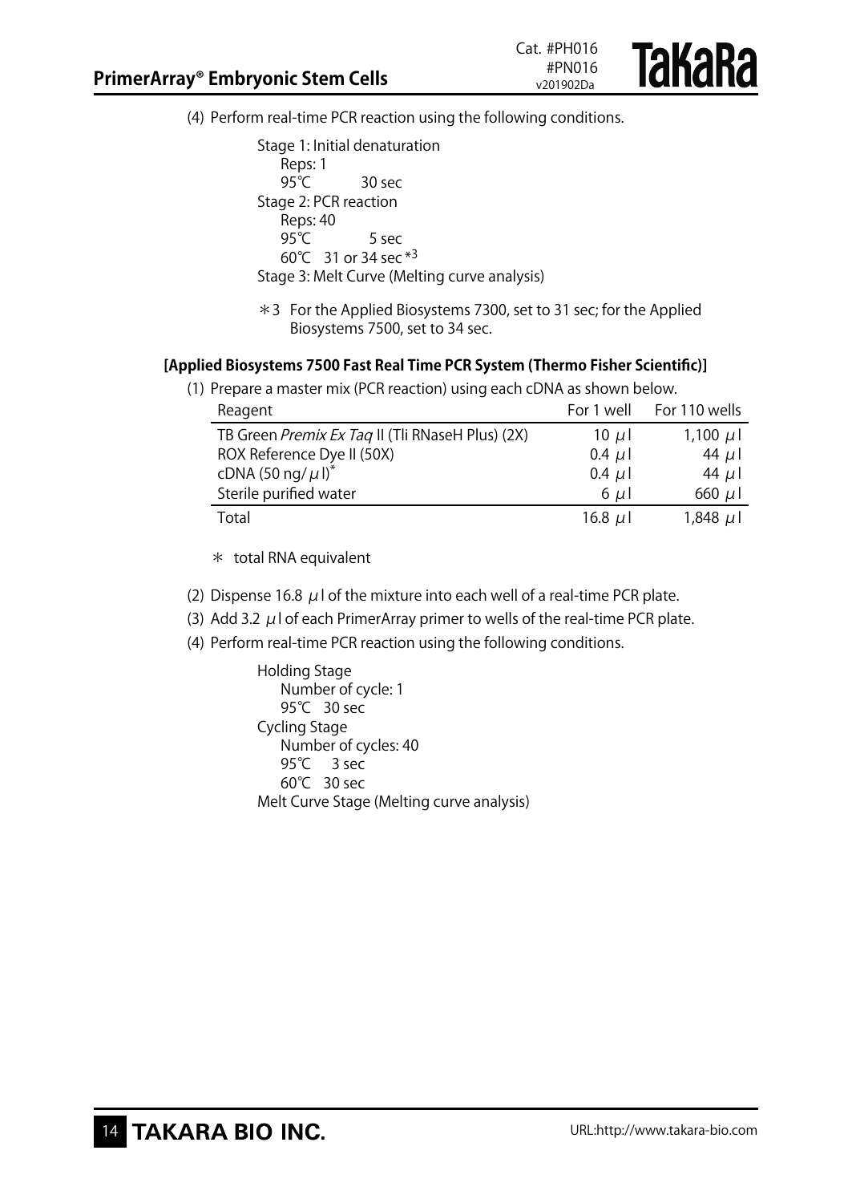(4) Perform real-time PCR reaction using the following conditions.

Stage 1: Initial denaturation
 Reps: 1
 95℃ 30 sec
Stage 2: PCR reaction
 Reps: 40
 95℃ 5 sec
 60℃ 31 or 34 sec*3
Stage 3: Melt Curve (Melting curve analysis)

＊3 For the Applied Biosystems 7300, set to 31 sec; for the Applied Biosystems 7500, set to 34 sec.

**[Applied Biosystems 7500 Fast Real Time PCR System (Thermo Fisher Scientific)]**

(1) Prepare a master mix (PCR reaction) using each cDNA as shown below.

| Reagent | For 1 well | For 110 wells |
|---|---|---|
| TB Green *Premix Ex Taq* II (Tli RNaseH Plus) (2X) | 10 μl | 1,100 μl |
| ROX Reference Dye II (50X) | 0.4 μl | 44 μl |
| cDNA (50 ng/μl)* | 0.4 μl | 44 μl |
| Sterile purified water | 6 μl | 660 μl |
| Total | 16.8 μl | 1,848 μl |

＊ total RNA equivalent

(2) Dispense 16.8 μl of the mixture into each well of a real-time PCR plate.

(3) Add 3.2 μl of each PrimerArray primer to wells of the real-time PCR plate.

(4) Perform real-time PCR reaction using the following conditions.

Holding Stage
 Number of cycle: 1
 95℃ 30 sec
Cycling Stage
 Number of cycles: 40
 95℃ 3 sec
 60℃ 30 sec
Melt Curve Stage (Melting curve analysis)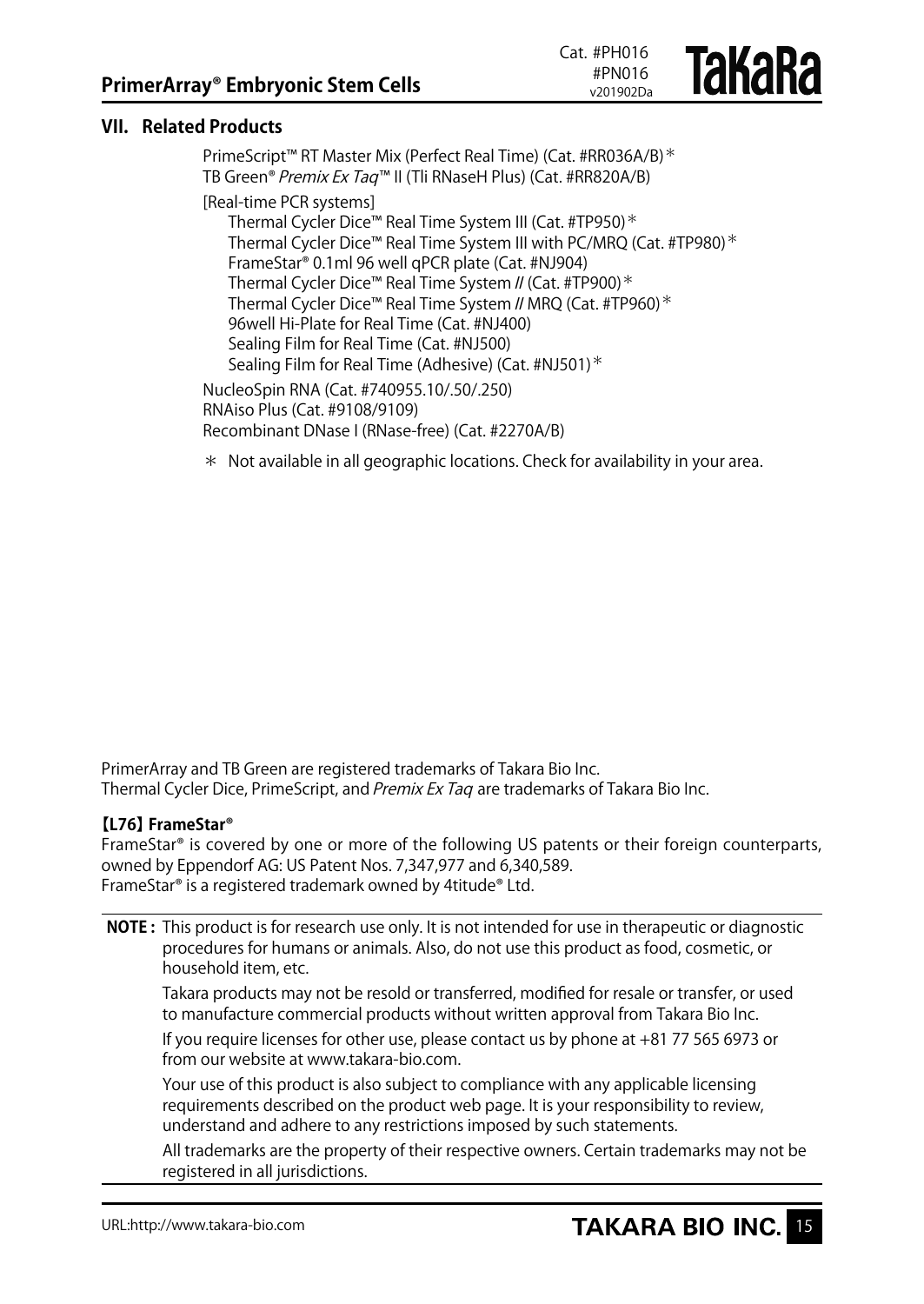## VII. Related Products

PrimeScript™ RT Master Mix (Perfect Real Time) (Cat. #RR036A/B)*
TB Green® *Premix Ex Taq*™ II (Tli RNaseH Plus) (Cat. #RR820A/B)

[Real-time PCR systems]
Thermal Cycler Dice™ Real Time System III (Cat. #TP950)*
Thermal Cycler Dice™ Real Time System III with PC/MRQ (Cat. #TP980)*
FrameStar® 0.1ml 96 well qPCR plate (Cat. #NJ904)
Thermal Cycler Dice™ Real Time System *II* (Cat. #TP900)*
Thermal Cycler Dice™ Real Time System *II* MRQ (Cat. #TP960)*
96well Hi-Plate for Real Time (Cat. #NJ400)
Sealing Film for Real Time (Cat. #NJ500)
Sealing Film for Real Time (Adhesive) (Cat. #NJ501)*

NucleoSpin RNA (Cat. #740955.10/.50/.250)
RNAiso Plus (Cat. #9108/9109)
Recombinant DNase I (RNase-free) (Cat. #2270A/B)

* Not available in all geographic locations. Check for availability in your area.

PrimerArray and TB Green are registered trademarks of Takara Bio Inc.
Thermal Cycler Dice, PrimeScript, and *Premix Ex Taq* are trademarks of Takara Bio Inc.

**【L76】FrameStar®**
FrameStar® is covered by one or more of the following US patents or their foreign counterparts, owned by Eppendorf AG: US Patent Nos. 7,347,977 and 6,340,589.
FrameStar® is a registered trademark owned by 4titude® Ltd.

**NOTE :** This product is for research use only. It is not intended for use in therapeutic or diagnostic procedures for humans or animals. Also, do not use this product as food, cosmetic, or household item, etc.

Takara products may not be resold or transferred, modified for resale or transfer, or used to manufacture commercial products without written approval from Takara Bio Inc.

If you require licenses for other use, please contact us by phone at +81 77 565 6973 or from our website at www.takara-bio.com.

Your use of this product is also subject to compliance with any applicable licensing requirements described on the product web page. It is your responsibility to review, understand and adhere to any restrictions imposed by such statements.

All trademarks are the property of their respective owners. Certain trademarks may not be registered in all jurisdictions.